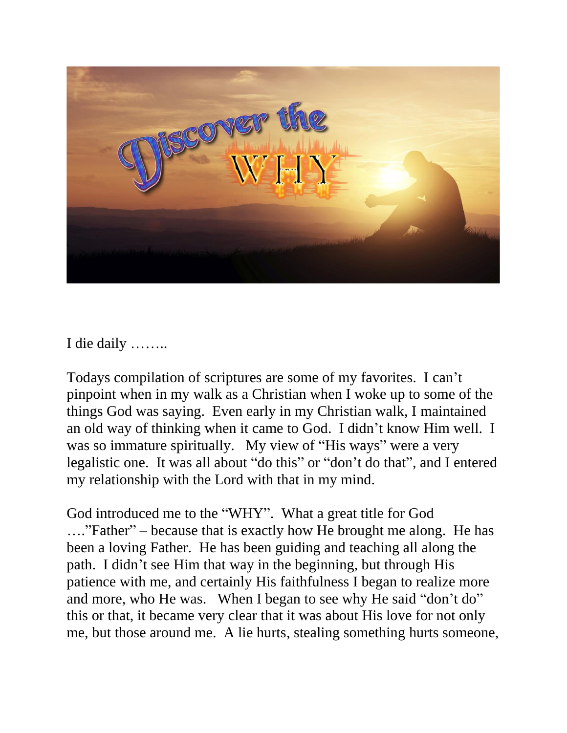I die daily ……..

Todays compilation of scriptures are some of my favorites. I can't pinpoint when in my walk as a Christian when I woke up to some of the things God was saying. Even early in my Christian walk, I maintained an old way of thinking when it came to God. I didn't know Him well. I was so immature spiritually. My view of "His ways" were a very legalistic one. It was all about "do this" or "don't do that", and I entered my relationship with the Lord with that in my mind.

God introduced me to the "WHY". What a great title for God …."Father" – because that is exactly how He brought me along. He has been a loving Father. He has been guiding and teaching all along the path. I didn't see Him that way in the beginning, but through His patience with me, and certainly His faithfulness I began to realize more and more, who He was. When I began to see why He said "don't do" this or that, it became very clear that it was about His love for not only me, but those around me. A lie hurts, stealing something hurts someone,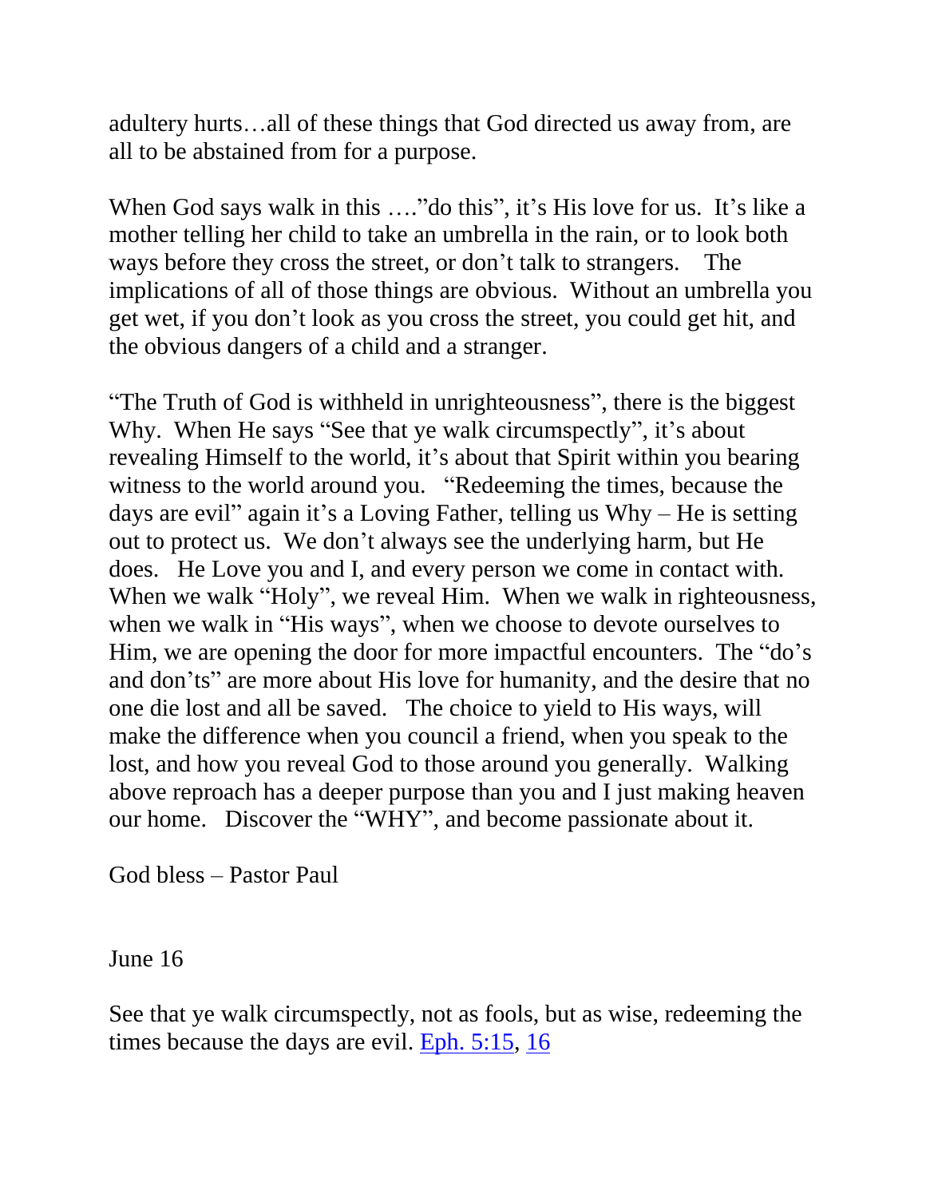adultery hurts…all of these things that God directed us away from, are all to be abstained from for a purpose.

When God says walk in this …."do this", it's His love for us. It's like a mother telling her child to take an umbrella in the rain, or to look both ways before they cross the street, or don't talk to strangers. The implications of all of those things are obvious. Without an umbrella you get wet, if you don't look as you cross the street, you could get hit, and the obvious dangers of a child and a stranger.

"The Truth of God is withheld in unrighteousness", there is the biggest Why. When He says "See that ye walk circumspectly", it's about revealing Himself to the world, it's about that Spirit within you bearing witness to the world around you. "Redeeming the times, because the days are evil" again it's a Loving Father, telling us Why – He is setting out to protect us. We don't always see the underlying harm, but He does. He Love you and I, and every person we come in contact with. When we walk "Holy", we reveal Him. When we walk in righteousness, when we walk in "His ways", when we choose to devote ourselves to Him, we are opening the door for more impactful encounters. The "do's and don'ts" are more about His love for humanity, and the desire that no one die lost and all be saved. The choice to yield to His ways, will make the difference when you council a friend, when you speak to the lost, and how you reveal God to those around you generally. Walking above reproach has a deeper purpose than you and I just making heaven our home. Discover the "WHY", and become passionate about it.

God bless – Pastor Paul

June 16

See that ye walk circumspectly, not as fools, but as wise, redeeming the times because the days are evil. Eph. 5:15, 16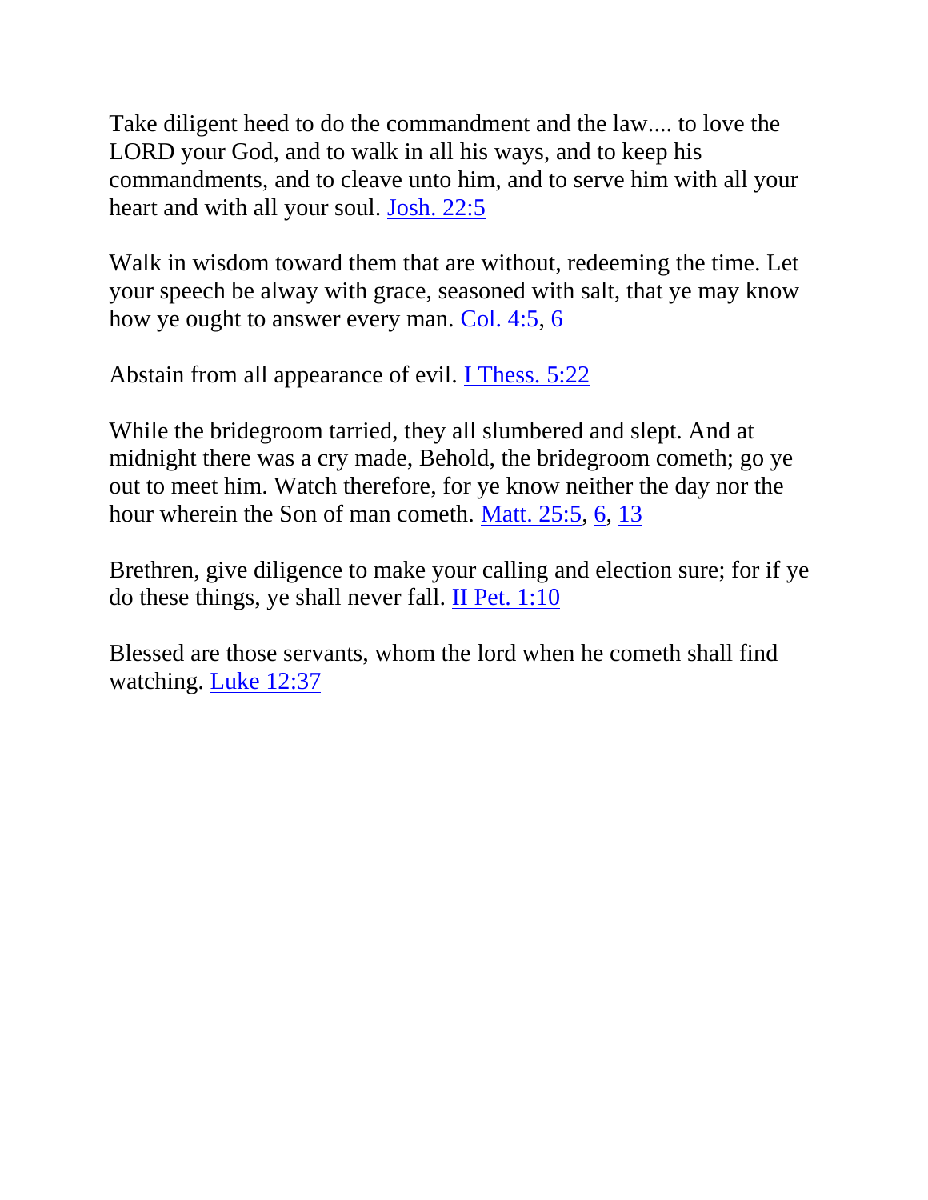Take diligent heed to do the commandment and the law.... to love the LORD your God, and to walk in all his ways, and to keep his commandments, and to cleave unto him, and to serve him with all your heart and with all your soul. Josh. 22:5

Walk in wisdom toward them that are without, redeeming the time. Let your speech be alway with grace, seasoned with salt, that ye may know how ye ought to answer every man. Col. 4:5, 6

Abstain from all appearance of evil. I Thess. 5:22

While the bridegroom tarried, they all slumbered and slept. And at midnight there was a cry made, Behold, the bridegroom cometh; go ye out to meet him. Watch therefore, for ye know neither the day nor the hour wherein the Son of man cometh. Matt. 25:5, 6, 13

Brethren, give diligence to make your calling and election sure; for if ye do these things, ye shall never fall. II Pet. 1:10

Blessed are those servants, whom the lord when he cometh shall find watching. Luke 12:37